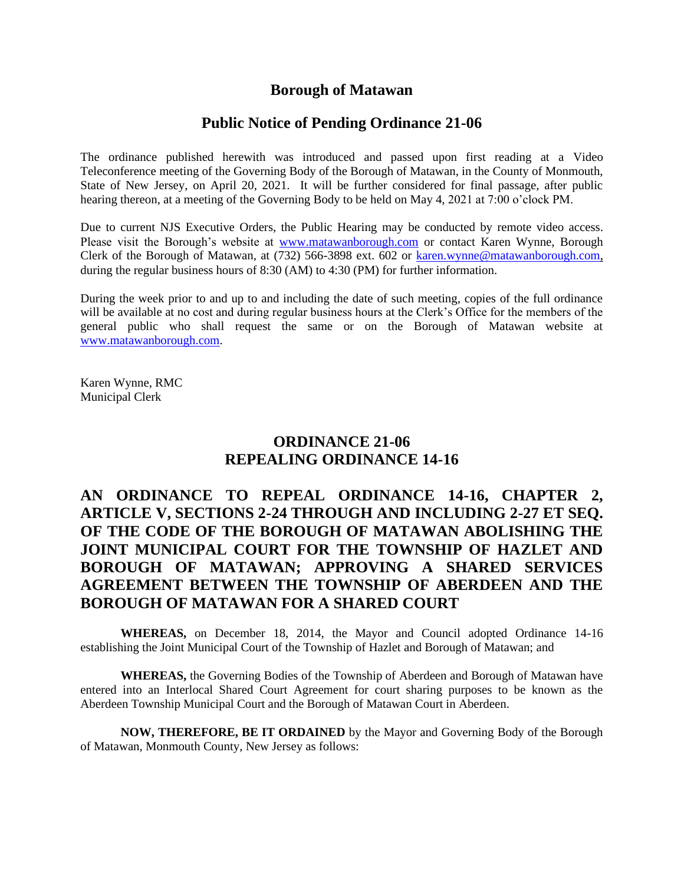# Borough of Matawan

## Public Notice of Pending Ordinance 21-06

The ordinance published herewith was introduced and passed upon first reading at a Video Teleconference meeting of the Governing Body of the Borough of Matawan, in the County of Monmouth, State of New Jersey, on April 20, 2021. It will be further considered for final passage, after public hearing thereon, at a meeting of the Governing Body to be held on May 4, 2021 at 7:00 o'clock PM.

Due to current NJS Executive Orders, the Public Hearing may be conducted by remote video access. Please visit the Borough's website at www.matawanborough.com or contact Karen Wynne, Borough Clerk of the Borough of Matawan, at (732) 566-3898 ext. 602 or karen.wynne@matawanborough.com, during the regular business hours of 8:30 (AM) to 4:30 (PM) for further information.

During the week prior to and up to and including the date of such meeting, copies of the full ordinance will be available at no cost and during regular business hours at the Clerk's Office for the members of the general public who shall request the same or on the Borough of Matawan website at www.matawanborough.com.

Karen Wynne, RMC
Municipal Clerk

## ORDINANCE 21-06
## REPEALING ORDINANCE 14-16

## AN ORDINANCE TO REPEAL ORDINANCE 14-16, CHAPTER 2, ARTICLE V, SECTIONS 2-24 THROUGH AND INCLUDING 2-27 ET SEQ. OF THE CODE OF THE BOROUGH OF MATAWAN ABOLISHING THE JOINT MUNICIPAL COURT FOR THE TOWNSHIP OF HAZLET AND BOROUGH OF MATAWAN; APPROVING A SHARED SERVICES AGREEMENT BETWEEN THE TOWNSHIP OF ABERDEEN AND THE BOROUGH OF MATAWAN FOR A SHARED COURT

**WHEREAS,** on December 18, 2014, the Mayor and Council adopted Ordinance 14-16 establishing the Joint Municipal Court of the Township of Hazlet and Borough of Matawan; and

**WHEREAS,** the Governing Bodies of the Township of Aberdeen and Borough of Matawan have entered into an Interlocal Shared Court Agreement for court sharing purposes to be known as the Aberdeen Township Municipal Court and the Borough of Matawan Court in Aberdeen.

**NOW, THEREFORE, BE IT ORDAINED** by the Mayor and Governing Body of the Borough of Matawan, Monmouth County, New Jersey as follows: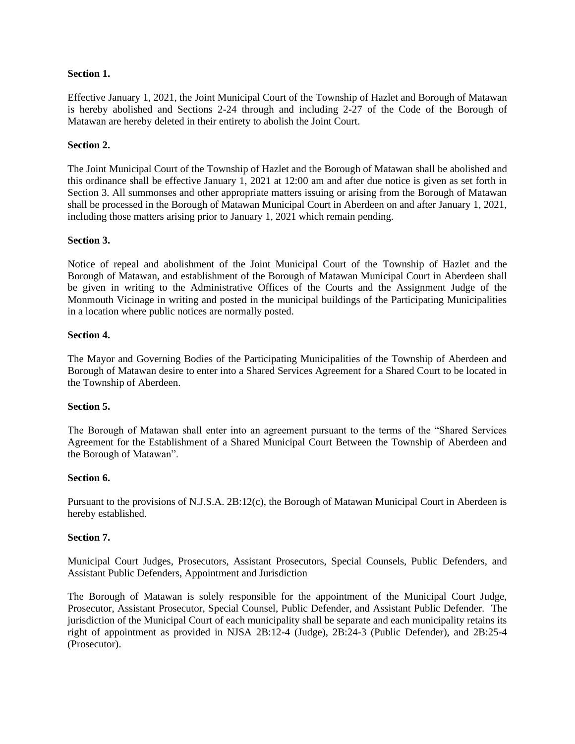**Section 1.**

Effective January 1, 2021, the Joint Municipal Court of the Township of Hazlet and Borough of Matawan is hereby abolished and Sections 2-24 through and including 2-27 of the Code of the Borough of Matawan are hereby deleted in their entirety to abolish the Joint Court.

**Section 2.**

The Joint Municipal Court of the Township of Hazlet and the Borough of Matawan shall be abolished and this ordinance shall be effective January 1, 2021 at 12:00 am and after due notice is given as set forth in Section 3. All summonses and other appropriate matters issuing or arising from the Borough of Matawan shall be processed in the Borough of Matawan Municipal Court in Aberdeen on and after January 1, 2021, including those matters arising prior to January 1, 2021 which remain pending.

**Section 3.**

Notice of repeal and abolishment of the Joint Municipal Court of the Township of Hazlet and the Borough of Matawan, and establishment of the Borough of Matawan Municipal Court in Aberdeen shall be given in writing to the Administrative Offices of the Courts and the Assignment Judge of the Monmouth Vicinage in writing and posted in the municipal buildings of the Participating Municipalities in a location where public notices are normally posted.

**Section 4.**

The Mayor and Governing Bodies of the Participating Municipalities of the Township of Aberdeen and Borough of Matawan desire to enter into a Shared Services Agreement for a Shared Court to be located in the Township of Aberdeen.

**Section 5.**

The Borough of Matawan shall enter into an agreement pursuant to the terms of the "Shared Services Agreement for the Establishment of a Shared Municipal Court Between the Township of Aberdeen and the Borough of Matawan".

**Section 6.**

Pursuant to the provisions of N.J.S.A. 2B:12(c), the Borough of Matawan Municipal Court in Aberdeen is hereby established.

**Section 7.**

Municipal Court Judges, Prosecutors, Assistant Prosecutors, Special Counsels, Public Defenders, and Assistant Public Defenders, Appointment and Jurisdiction

The Borough of Matawan is solely responsible for the appointment of the Municipal Court Judge, Prosecutor, Assistant Prosecutor, Special Counsel, Public Defender, and Assistant Public Defender. The jurisdiction of the Municipal Court of each municipality shall be separate and each municipality retains its right of appointment as provided in NJSA 2B:12-4 (Judge), 2B:24-3 (Public Defender), and 2B:25-4 (Prosecutor).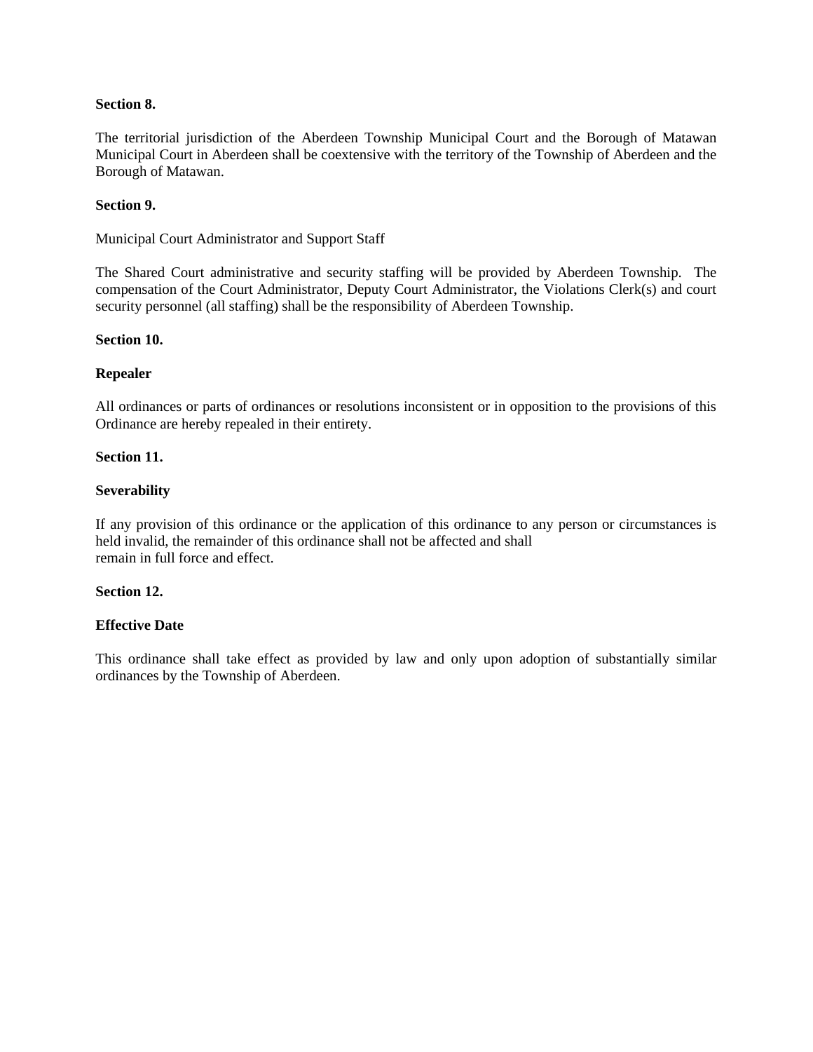**Section 8.**

The territorial jurisdiction of the Aberdeen Township Municipal Court and the Borough of Matawan Municipal Court in Aberdeen shall be coextensive with the territory of the Township of Aberdeen and the Borough of Matawan.

**Section 9.**

Municipal Court Administrator and Support Staff

The Shared Court administrative and security staffing will be provided by Aberdeen Township. The compensation of the Court Administrator, Deputy Court Administrator, the Violations Clerk(s) and court security personnel (all staffing) shall be the responsibility of Aberdeen Township.

**Section 10.**

**Repealer**

All ordinances or parts of ordinances or resolutions inconsistent or in opposition to the provisions of this Ordinance are hereby repealed in their entirety.

**Section 11.**

**Severability**

If any provision of this ordinance or the application of this ordinance to any person or circumstances is held invalid, the remainder of this ordinance shall not be affected and shall remain in full force and effect.

**Section 12.**

**Effective Date**

This ordinance shall take effect as provided by law and only upon adoption of substantially similar ordinances by the Township of Aberdeen.